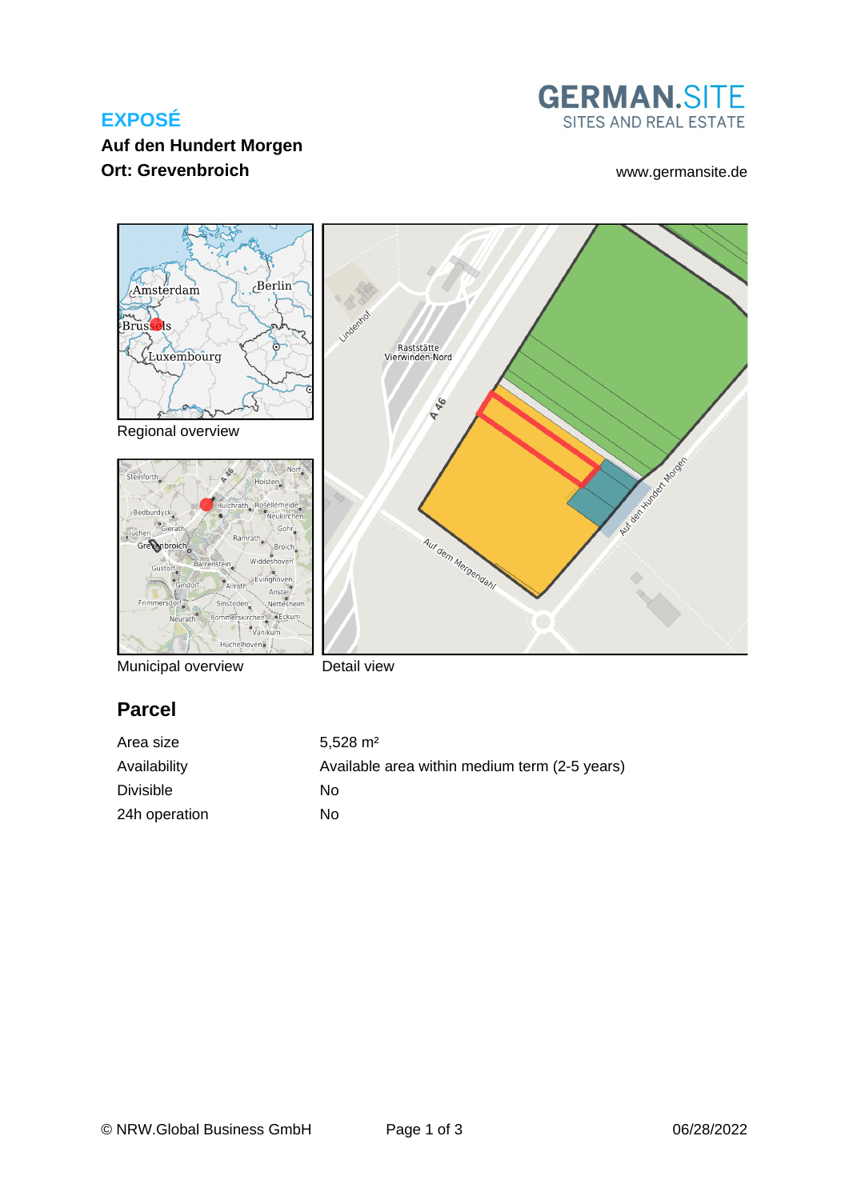# EXPOSÉ

**Auf den Hundert Morgen**
**Ort: Grevenbroich**

GERMAN.SITE
SITES AND REAL ESTATE

www.germansite.de

Regional overview

Municipal overview

Detail view

## Parcel

| | |
|---|---|
| Area size | 5,528 m² |
| Availability | Available area within medium term (2-5 years) |
| Divisible | No |
| 24h operation | No |

© NRW.Global Business GmbH

06/28/2022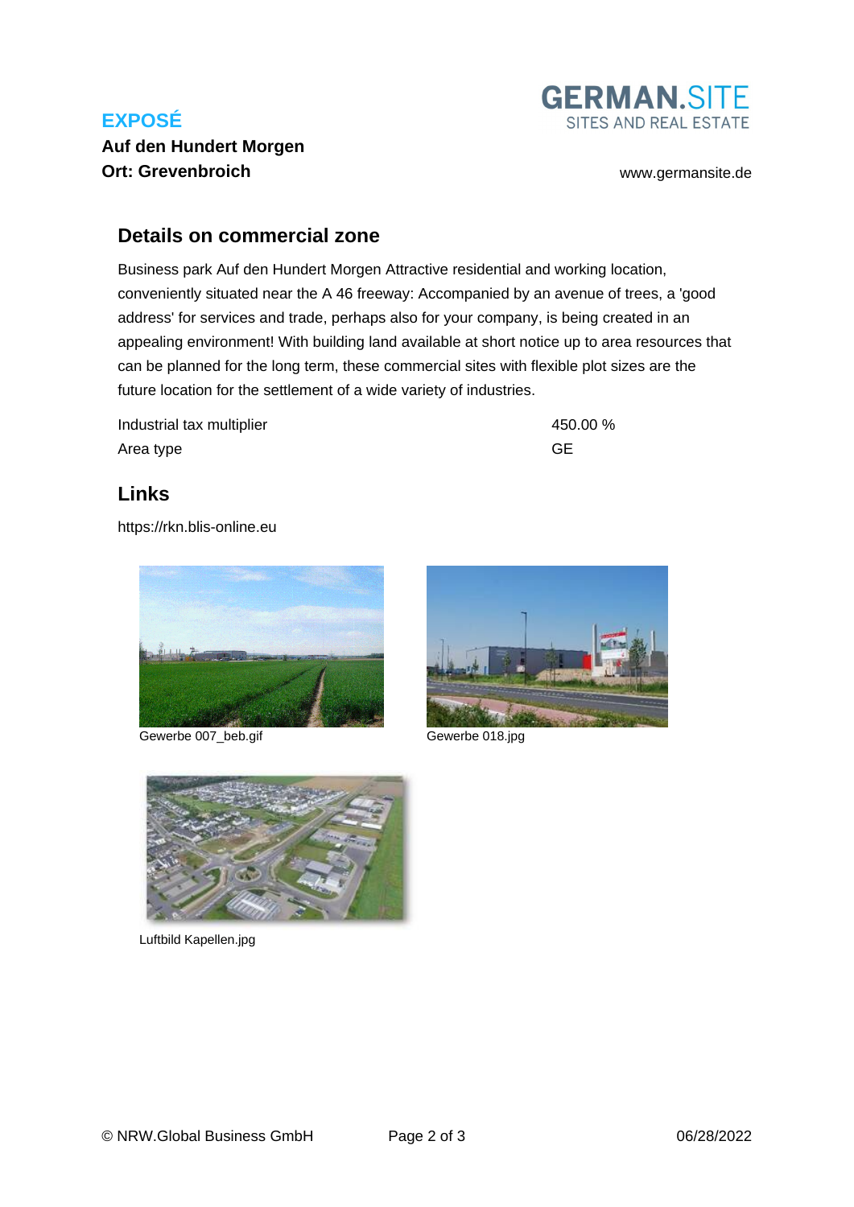# EXPOSÉ

**Auf den Hundert Morgen**
**Ort: Grevenbroich**

## Details on commercial zone

Business park Auf den Hundert Morgen Attractive residential and working location, conveniently situated near the A 46 freeway: Accompanied by an avenue of trees, a 'good address' for services and trade, perhaps also for your company, is being created in an appealing environment! With building land available at short notice up to area resources that can be planned for the long term, these commercial sites with flexible plot sizes are the future location for the settlement of a wide variety of industries.

| | |
|---|---|
| Industrial tax multiplier | 450.00 % |
| Area type | GE |

## Links

https://rkn.blis-online.eu

Gewerbe 007_beb.gif

Gewerbe 018.jpg

Luftbild Kapellen.jpg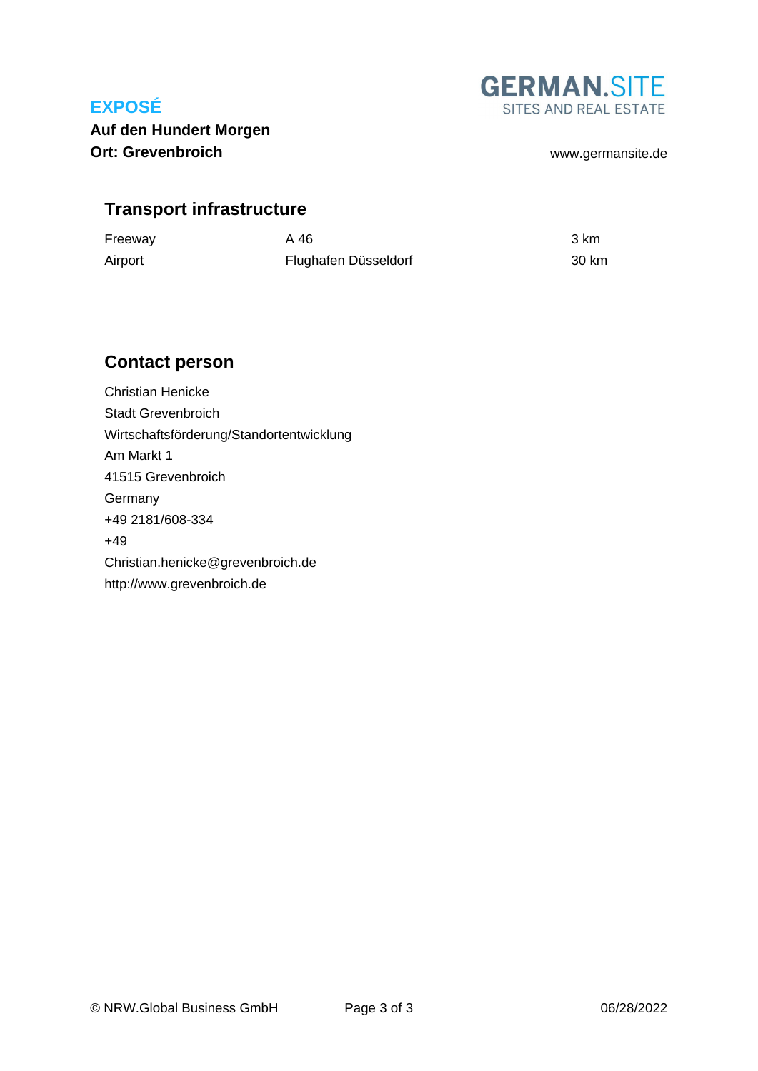## Transport infrastructure

| | | |
|---|---|---|
| Freeway | A 46 | 3 km |
| Airport | Flughafen Düsseldorf | 30 km |

## Contact person

Christian Henicke
Stadt Grevenbroich
Wirtschaftsförderung/Standortentwicklung
Am Markt 1
41515 Grevenbroich
Germany
+49 2181/608-334
+49
Christian.henicke@grevenbroich.de
http://www.grevenbroich.de